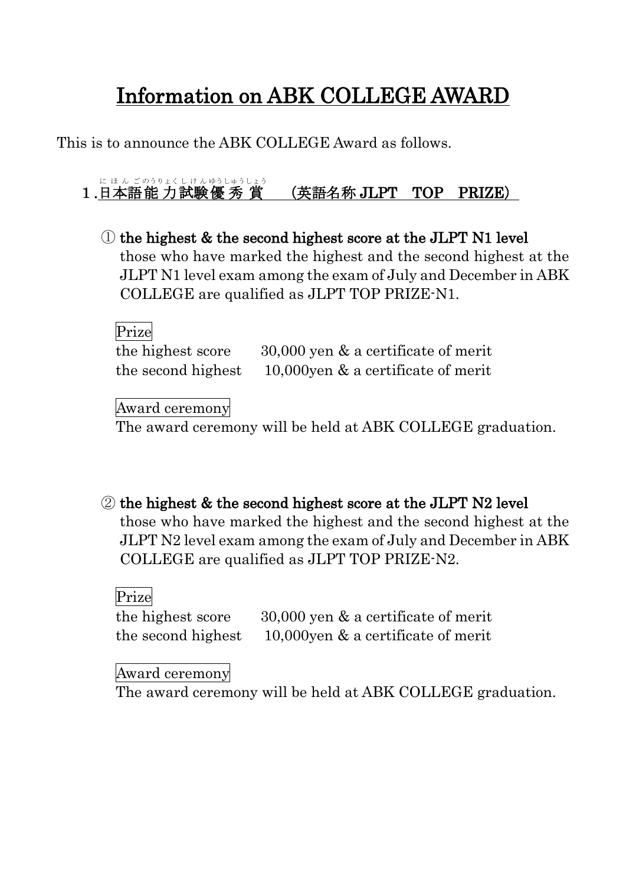# Information on ABK COLLEGE AWARD

This is to announce the ABK COLLEGE Award as follows.

## 1.日本語能力試験優秀賞 （英語名称 JLPT TOP PRIZE）

① **the highest & the second highest score at the JLPT N1 level**

those who have marked the highest and the second highest at the JLPT N1 level exam among the exam of July and December in ABK COLLEGE are qualified as JLPT TOP PRIZE-N1.

Prize

the highest score 30,000 yen & a certificate of merit
the second highest 10,000yen & a certificate of merit

Award ceremony

The award ceremony will be held at ABK COLLEGE graduation.

② **the highest & the second highest score at the JLPT N2 level**

those who have marked the highest and the second highest at the JLPT N2 level exam among the exam of July and December in ABK COLLEGE are qualified as JLPT TOP PRIZE-N2.

Prize

the highest score 30,000 yen & a certificate of merit
the second highest 10,000yen & a certificate of merit

Award ceremony

The award ceremony will be held at ABK COLLEGE graduation.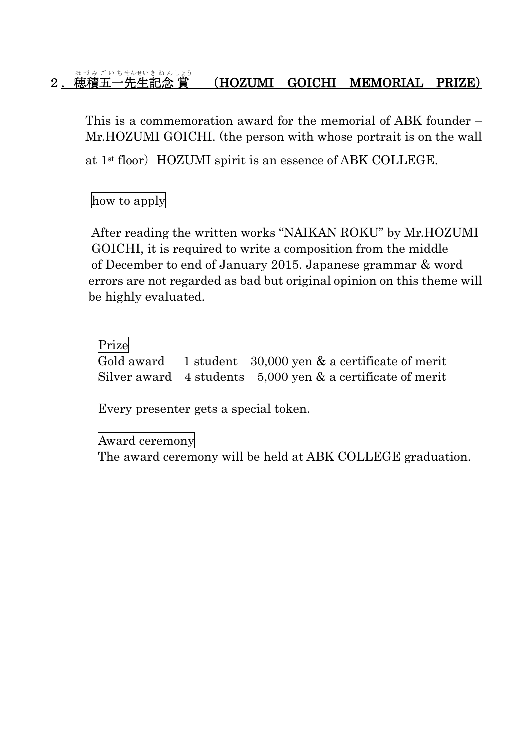## ２．穂積五一先生記念賞　（HOZUMI　GOICHI　MEMORIAL　PRIZE）

This is a commemoration award for the memorial of ABK founder – Mr.HOZUMI GOICHI. (the person with whose portrait is on the wall at 1st floor）HOZUMI spirit is an essence of ABK COLLEGE.

how to apply

After reading the written works “NAIKAN ROKU” by Mr.HOZUMI GOICHI, it is required to write a composition from the middle of December to end of January 2015. Japanese grammar & word errors are not regarded as bad but original opinion on this theme will be highly evaluated.

Prize

| | | |
|---|---|---|
| Gold award | 1 student | 30,000 yen & a certificate of merit |
| Silver award | 4 students | 5,000 yen & a certificate of merit |

Every presenter gets a special token.

Award ceremony

The award ceremony will be held at ABK COLLEGE graduation.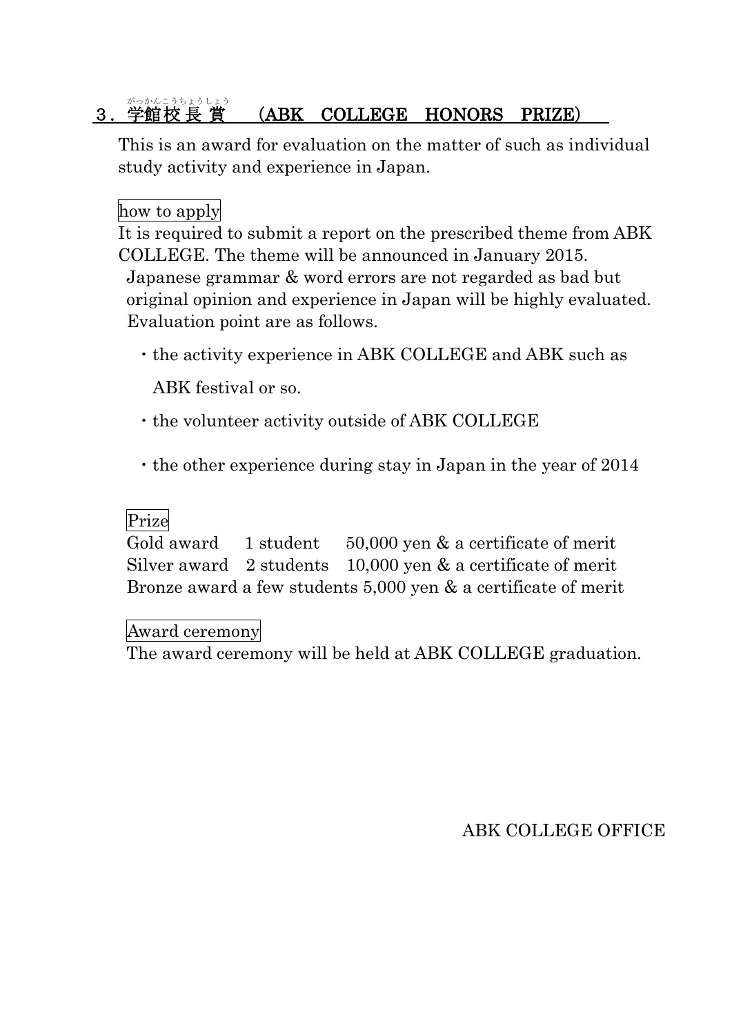## ３．学館校長賞　（ABK　COLLEGE　HONORS　PRIZE）

This is an award for evaluation on the matter of such as individual study activity and experience in Japan.

how to apply

It is required to submit a report on the prescribed theme from ABK COLLEGE. The theme will be announced in January 2015.
Japanese grammar & word errors are not regarded as bad but original opinion and experience in Japan will be highly evaluated.
Evaluation point are as follows.

- the activity experience in ABK COLLEGE and ABK such as ABK festival or so.
- the volunteer activity outside of ABK COLLEGE
- the other experience during stay in Japan in the year of 2014

Prize

| | | |
|---|---|---|
| Gold award | 1 student | 50,000 yen & a certificate of merit |
| Silver award | 2 students | 10,000 yen & a certificate of merit |
| Bronze award | a few students | 5,000 yen & a certificate of merit |

Award ceremony

The award ceremony will be held at ABK COLLEGE graduation.

ABK COLLEGE OFFICE